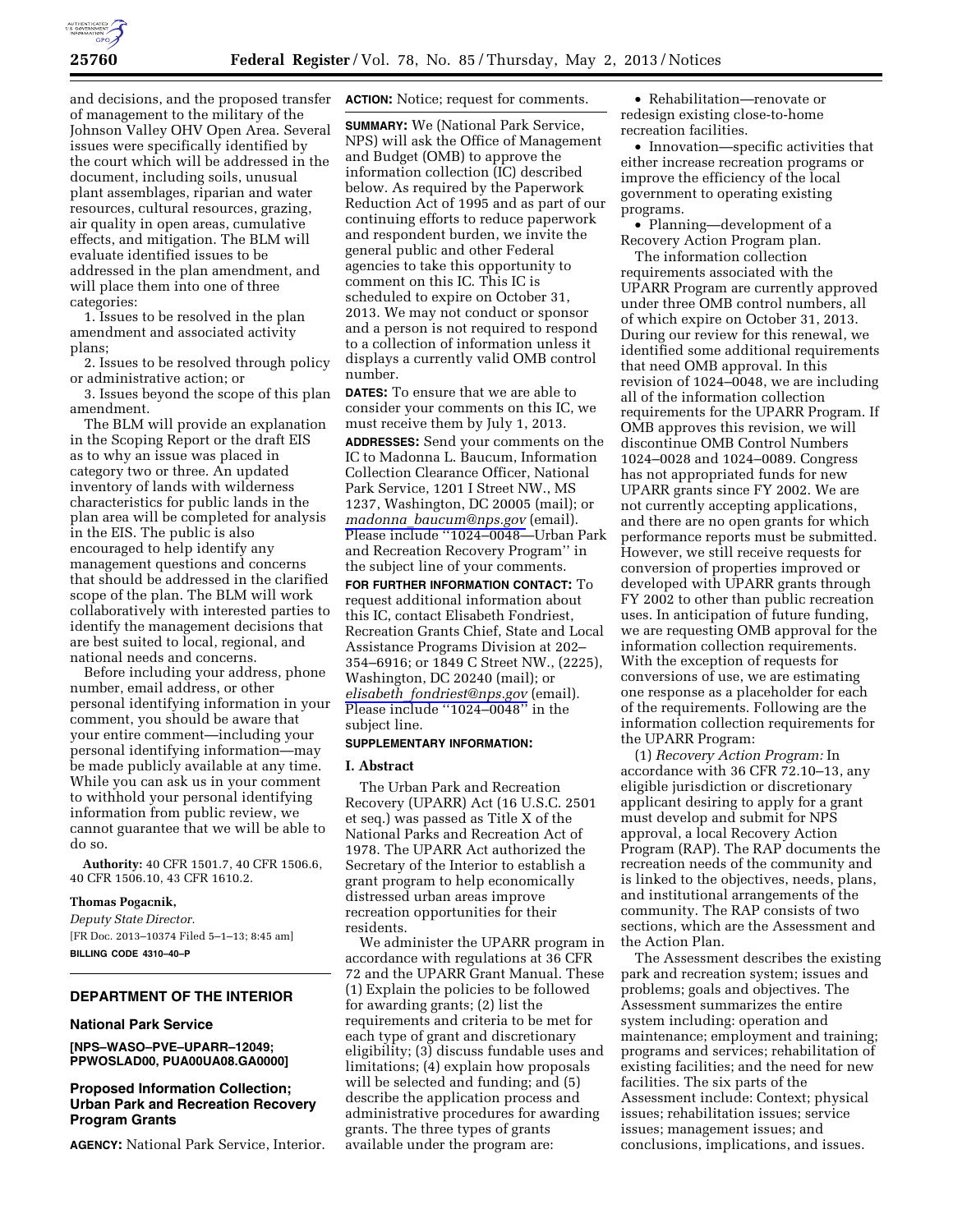and decisions, and the proposed transfer of management to the military of the Johnson Valley OHV Open Area. Several issues were specifically identified by the court which will be addressed in the document, including soils, unusual plant assemblages, riparian and water resources, cultural resources, grazing, air quality in open areas, cumulative effects, and mitigation. The BLM will evaluate identified issues to be addressed in the plan amendment, and will place them into one of three categories:

1. Issues to be resolved in the plan amendment and associated activity plans;
2. Issues to be resolved through policy or administrative action; or
3. Issues beyond the scope of this plan amendment.

The BLM will provide an explanation in the Scoping Report or the draft EIS as to why an issue was placed in category two or three. An updated inventory of lands with wilderness characteristics for public lands in the plan area will be completed for analysis in the EIS. The public is also encouraged to help identify any management questions and concerns that should be addressed in the clarified scope of the plan. The BLM will work collaboratively with interested parties to identify the management decisions that are best suited to local, regional, and national needs and concerns.

Before including your address, phone number, email address, or other personal identifying information in your comment, you should be aware that your entire comment—including your personal identifying information—may be made publicly available at any time. While you can ask us in your comment to withhold your personal identifying information from public review, we cannot guarantee that we will be able to do so.

**Authority:** 40 CFR 1501.7, 40 CFR 1506.6, 40 CFR 1506.10, 43 CFR 1610.2.

**Thomas Pogacnik,**
*Deputy State Director.*
[FR Doc. 2013–10374 Filed 5–1–13; 8:45 am]
**BILLING CODE 4310–40–P**

## DEPARTMENT OF THE INTERIOR

### National Park Service

**[NPS–WASO–PVE–UPARR–12049; PPWOSLAD00, PUA00UA08.GA0000]**

### Proposed Information Collection; Urban Park and Recreation Recovery Program Grants

**AGENCY:** National Park Service, Interior.

**ACTION:** Notice; request for comments.

**SUMMARY:** We (National Park Service, NPS) will ask the Office of Management and Budget (OMB) to approve the information collection (IC) described below. As required by the Paperwork Reduction Act of 1995 and as part of our continuing efforts to reduce paperwork and respondent burden, we invite the general public and other Federal agencies to take this opportunity to comment on this IC. This IC is scheduled to expire on October 31, 2013. We may not conduct or sponsor and a person is not required to respond to a collection of information unless it displays a currently valid OMB control number.

**DATES:** To ensure that we are able to consider your comments on this IC, we must receive them by July 1, 2013.

**ADDRESSES:** Send your comments on the IC to Madonna L. Baucum, Information Collection Clearance Officer, National Park Service, 1201 I Street NW., MS 1237, Washington, DC 20005 (mail); or madonna_baucum@nps.gov (email). Please include "1024–0048—Urban Park and Recreation Recovery Program" in the subject line of your comments.

**FOR FURTHER INFORMATION CONTACT:** To request additional information about this IC, contact Elisabeth Fondriest, Recreation Grants Chief, State and Local Assistance Programs Division at 202–354–6916; or 1849 C Street NW., (2225), Washington, DC 20240 (mail); or elisabeth_fondriest@nps.gov (email). Please include "1024–0048" in the subject line.

**SUPPLEMENTARY INFORMATION:**

**I. Abstract**

The Urban Park and Recreation Recovery (UPARR) Act (16 U.S.C. 2501 et seq.) was passed as Title X of the National Parks and Recreation Act of 1978. The UPARR Act authorized the Secretary of the Interior to establish a grant program to help economically distressed urban areas improve recreation opportunities for their residents.

We administer the UPARR program in accordance with regulations at 36 CFR 72 and the UPARR Grant Manual. These (1) Explain the policies to be followed for awarding grants; (2) list the requirements and criteria to be met for each type of grant and discretionary eligibility; (3) discuss fundable uses and limitations; (4) explain how proposals will be selected and funding; and (5) describe the application process and administrative procedures for awarding grants. The three types of grants available under the program are:

- Rehabilitation—renovate or redesign existing close-to-home recreation facilities.
- Innovation—specific activities that either increase recreation programs or improve the efficiency of the local government to operating existing programs.
- Planning—development of a Recovery Action Program plan.

The information collection requirements associated with the UPARR Program are currently approved under three OMB control numbers, all of which expire on October 31, 2013. During our review for this renewal, we identified some additional requirements that need OMB approval. In this revision of 1024–0048, we are including all of the information collection requirements for the UPARR Program. If OMB approves this revision, we will discontinue OMB Control Numbers 1024–0028 and 1024–0089. Congress has not appropriated funds for new UPARR grants since FY 2002. We are not currently accepting applications, and there are no open grants for which performance reports must be submitted. However, we still receive requests for conversion of properties improved or developed with UPARR grants through FY 2002 to other than public recreation uses. In anticipation of future funding, we are requesting OMB approval for the information collection requirements. With the exception of requests for conversions of use, we are estimating one response as a placeholder for each of the requirements. Following are the information collection requirements for the UPARR Program:

(1) *Recovery Action Program:* In accordance with 36 CFR 72.10–13, any eligible jurisdiction or discretionary applicant desiring to apply for a grant must develop and submit for NPS approval, a local Recovery Action Program (RAP). The RAP documents the recreation needs of the community and is linked to the objectives, needs, plans, and institutional arrangements of the community. The RAP consists of two sections, which are the Assessment and the Action Plan.

The Assessment describes the existing park and recreation system; issues and problems; goals and objectives. The Assessment summarizes the entire system including: operation and maintenance; employment and training; programs and services; rehabilitation of existing facilities; and the need for new facilities. The six parts of the Assessment include: Context; physical issues; rehabilitation issues; service issues; management issues; and conclusions, implications, and issues.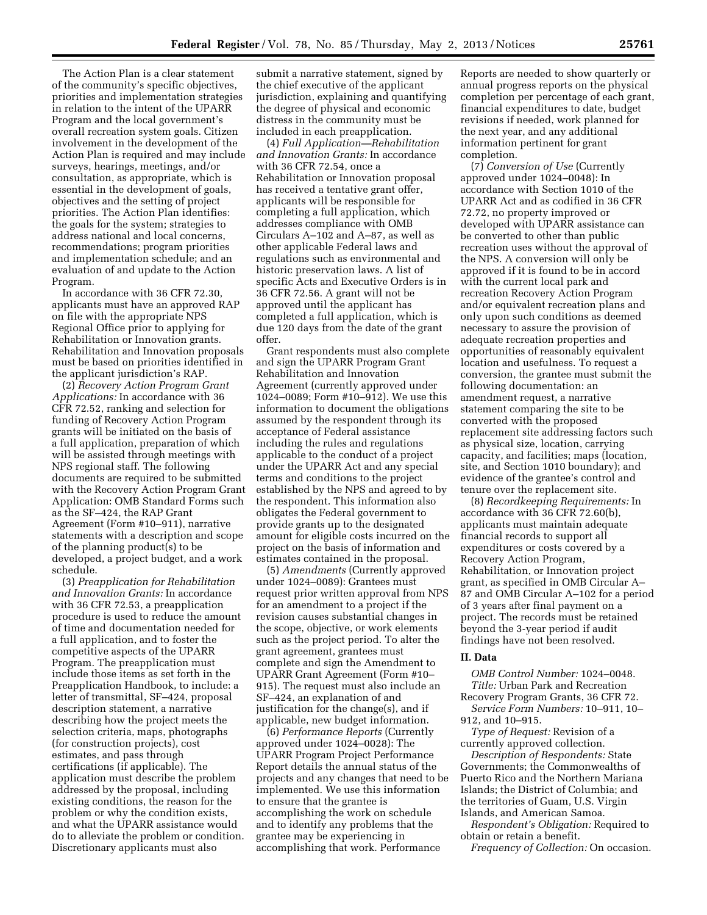The Action Plan is a clear statement of the community's specific objectives, priorities and implementation strategies in relation to the intent of the UPARR Program and the local government's overall recreation system goals. Citizen involvement in the development of the Action Plan is required and may include surveys, hearings, meetings, and/or consultation, as appropriate, which is essential in the development of goals, objectives and the setting of project priorities. The Action Plan identifies: the goals for the system; strategies to address national and local concerns, recommendations; program priorities and implementation schedule; and an evaluation of and update to the Action Program.

In accordance with 36 CFR 72.30, applicants must have an approved RAP on file with the appropriate NPS Regional Office prior to applying for Rehabilitation or Innovation grants. Rehabilitation and Innovation proposals must be based on priorities identified in the applicant jurisdiction's RAP.

(2) *Recovery Action Program Grant Applications:* In accordance with 36 CFR 72.52, ranking and selection for funding of Recovery Action Program grants will be initiated on the basis of a full application, preparation of which will be assisted through meetings with NPS regional staff. The following documents are required to be submitted with the Recovery Action Program Grant Application: OMB Standard Forms such as the SF–424, the RAP Grant Agreement (Form #10–911), narrative statements with a description and scope of the planning product(s) to be developed, a project budget, and a work schedule.

(3) *Preapplication for Rehabilitation and Innovation Grants:* In accordance with 36 CFR 72.53, a preapplication procedure is used to reduce the amount of time and documentation needed for a full application, and to foster the competitive aspects of the UPARR Program. The preapplication must include those items as set forth in the Preapplication Handbook, to include: a letter of transmittal, SF–424, proposal description statement, a narrative describing how the project meets the selection criteria, maps, photographs (for construction projects), cost estimates, and pass through certifications (if applicable). The application must describe the problem addressed by the proposal, including existing conditions, the reason for the problem or why the condition exists, and what the UPARR assistance would do to alleviate the problem or condition. Discretionary applicants must also submit a narrative statement, signed by the chief executive of the applicant jurisdiction, explaining and quantifying the degree of physical and economic distress in the community must be included in each preapplication.

(4) *Full Application—Rehabilitation and Innovation Grants:* In accordance with 36 CFR 72.54, once a Rehabilitation or Innovation proposal has received a tentative grant offer, applicants will be responsible for completing a full application, which addresses compliance with OMB Circulars A–102 and A–87, as well as other applicable Federal laws and regulations such as environmental and historic preservation laws. A list of specific Acts and Executive Orders is in 36 CFR 72.56. A grant will not be approved until the applicant has completed a full application, which is due 120 days from the date of the grant offer.

Grant respondents must also complete and sign the UPARR Program Grant Rehabilitation and Innovation Agreement (currently approved under 1024–0089; Form #10–912). We use this information to document the obligations assumed by the respondent through its acceptance of Federal assistance including the rules and regulations applicable to the conduct of a project under the UPARR Act and any special terms and conditions to the project established by the NPS and agreed to by the respondent. This information also obligates the Federal government to provide grants up to the designated amount for eligible costs incurred on the project on the basis of information and estimates contained in the proposal.

(5) *Amendments* (Currently approved under 1024–0089): Grantees must request prior written approval from NPS for an amendment to a project if the revision causes substantial changes in the scope, objective, or work elements such as the project period. To alter the grant agreement, grantees must complete and sign the Amendment to UPARR Grant Agreement (Form #10–915). The request must also include an SF–424, an explanation of and justification for the change(s), and if applicable, new budget information.

(6) *Performance Reports* (Currently approved under 1024–0028): The UPARR Program Project Performance Report details the annual status of the projects and any changes that need to be implemented. We use this information to ensure that the grantee is accomplishing the work on schedule and to identify any problems that the grantee may be experiencing in accomplishing that work. Performance Reports are needed to show quarterly or annual progress reports on the physical completion per percentage of each grant, financial expenditures to date, budget revisions if needed, work planned for the next year, and any additional information pertinent for grant completion.

(7) *Conversion of Use* (Currently approved under 1024–0048): In accordance with Section 1010 of the UPARR Act and as codified in 36 CFR 72.72, no property improved or developed with UPARR assistance can be converted to other than public recreation uses without the approval of the NPS. A conversion will only be approved if it is found to be in accord with the current local park and recreation Recovery Action Program and/or equivalent recreation plans and only upon such conditions as deemed necessary to assure the provision of adequate recreation properties and opportunities of reasonably equivalent location and usefulness. To request a conversion, the grantee must submit the following documentation: an amendment request, a narrative statement comparing the site to be converted with the proposed replacement site addressing factors such as physical size, location, carrying capacity, and facilities; maps (location, site, and Section 1010 boundary); and evidence of the grantee's control and tenure over the replacement site.

(8) *Recordkeeping Requirements:* In accordance with 36 CFR 72.60(b), applicants must maintain adequate financial records to support all expenditures or costs covered by a Recovery Action Program, Rehabilitation, or Innovation project grant, as specified in OMB Circular A–87 and OMB Circular A–102 for a period of 3 years after final payment on a project. The records must be retained beyond the 3-year period if audit findings have not been resolved.

## II. Data

*OMB Control Number:* 1024–0048.

*Title:* Urban Park and Recreation Recovery Program Grants, 36 CFR 72.

*Service Form Numbers:* 10–911, 10–912, and 10–915.

*Type of Request:* Revision of a currently approved collection.

*Description of Respondents:* State Governments; the Commonwealths of Puerto Rico and the Northern Mariana Islands; the District of Columbia; and the territories of Guam, U.S. Virgin Islands, and American Samoa.

*Respondent's Obligation:* Required to obtain or retain a benefit.

*Frequency of Collection:* On occasion.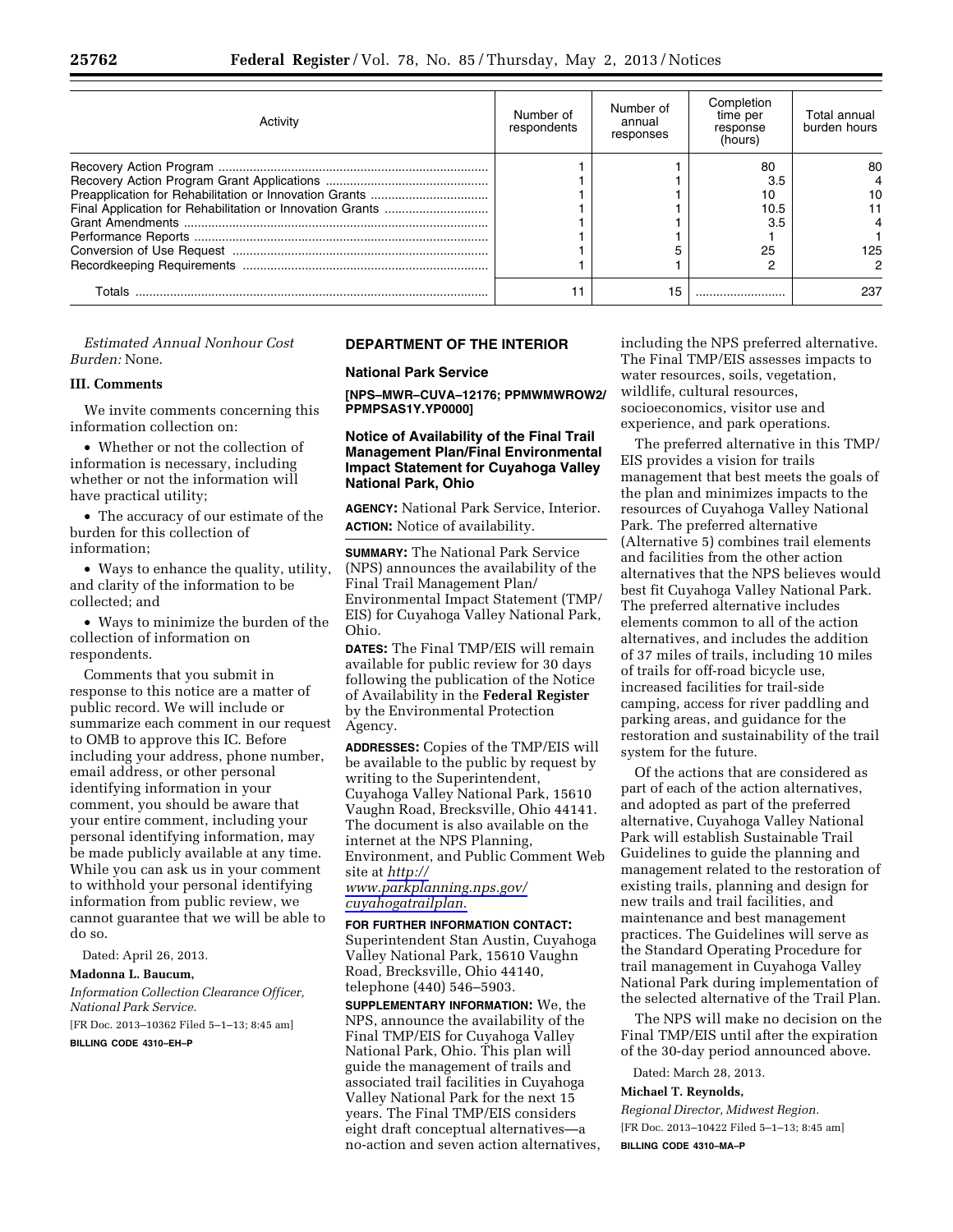| Activity | Number of respondents | Number of annual responses | Completion time per response (hours) | Total annual burden hours |
|---|---|---|---|---|
| Recovery Action Program | 1 | 1 | 80 | 80 |
| Recovery Action Program Grant Applications | 1 | 1 | 3.5 | 4 |
| Preapplication for Rehabilitation or Innovation Grants | 1 | 1 | 10 | 10 |
| Final Application for Rehabilitation or Innovation Grants | 1 | 1 | 10.5 | 11 |
| Grant Amendments | 1 | 1 | 3.5 | 4 |
| Performance Reports | 1 | 1 | 1 | 1 |
| Conversion of Use Request | 1 | 5 | 25 | 125 |
| Recordkeeping Requirements | 1 | 1 | 2 | 2 |
| Totals | 11 | 15 | | 237 |

*Estimated Annual Nonhour Cost Burden:* None.

### III. Comments

We invite comments concerning this information collection on:

- Whether or not the collection of information is necessary, including whether or not the information will have practical utility;
- The accuracy of our estimate of the burden for this collection of information;
- Ways to enhance the quality, utility, and clarity of the information to be collected; and
- Ways to minimize the burden of the collection of information on respondents.

Comments that you submit in response to this notice are a matter of public record. We will include or summarize each comment in our request to OMB to approve this IC. Before including your address, phone number, email address, or other personal identifying information in your comment, you should be aware that your entire comment, including your personal identifying information, may be made publicly available at any time. While you can ask us in your comment to withhold your personal identifying information from public review, we cannot guarantee that we will be able to do so.

Dated: April 26, 2013.

**Madonna L. Baucum,**

*Information Collection Clearance Officer, National Park Service.*

[FR Doc. 2013–10362 Filed 5–1–13; 8:45 am]

**BILLING CODE 4310–EH–P**

## DEPARTMENT OF THE INTERIOR

### National Park Service

**[NPS–MWR–CUVA–12176; PPMWMWROW2/PPMPSAS1Y.YP0000]**

### Notice of Availability of the Final Trail Management Plan/Final Environmental Impact Statement for Cuyahoga Valley National Park, Ohio

**AGENCY:** National Park Service, Interior.

**ACTION:** Notice of availability.

**SUMMARY:** The National Park Service (NPS) announces the availability of the Final Trail Management Plan/Environmental Impact Statement (TMP/EIS) for Cuyahoga Valley National Park, Ohio.

**DATES:** The Final TMP/EIS will remain available for public review for 30 days following the publication of the Notice of Availability in the **Federal Register** by the Environmental Protection Agency.

**ADDRESSES:** Copies of the TMP/EIS will be available to the public by request by writing to the Superintendent, Cuyahoga Valley National Park, 15610 Vaughn Road, Brecksville, Ohio 44141. The document is also available on the internet at the NPS Planning, Environment, and Public Comment Web site at *http://www.parkplanning.nps.gov/cuyahogatrailplan.*

**FOR FURTHER INFORMATION CONTACT:** Superintendent Stan Austin, Cuyahoga Valley National Park, 15610 Vaughn Road, Brecksville, Ohio 44140, telephone (440) 546–5903.

**SUPPLEMENTARY INFORMATION:** We, the NPS, announce the availability of the Final TMP/EIS for Cuyahoga Valley National Park, Ohio. This plan will guide the management of trails and associated trail facilities in Cuyahoga Valley National Park for the next 15 years. The Final TMP/EIS considers eight draft conceptual alternatives—a no-action and seven action alternatives, including the NPS preferred alternative. The Final TMP/EIS assesses impacts to water resources, soils, vegetation, wildlife, cultural resources, socioeconomics, visitor use and experience, and park operations.

The preferred alternative in this TMP/EIS provides a vision for trails management that best meets the goals of the plan and minimizes impacts to the resources of Cuyahoga Valley National Park. The preferred alternative (Alternative 5) combines trail elements and facilities from the other action alternatives that the NPS believes would best fit Cuyahoga Valley National Park. The preferred alternative includes elements common to all of the action alternatives, and includes the addition of 37 miles of trails, including 10 miles of trails for off-road bicycle use, increased facilities for trail-side camping, access for river paddling and parking areas, and guidance for the restoration and sustainability of the trail system for the future.

Of the actions that are considered as part of each of the action alternatives, and adopted as part of the preferred alternative, Cuyahoga Valley National Park will establish Sustainable Trail Guidelines to guide the planning and management related to the restoration of existing trails, planning and design for new trails and trail facilities, and maintenance and best management practices. The Guidelines will serve as the Standard Operating Procedure for trail management in Cuyahoga Valley National Park during implementation of the selected alternative of the Trail Plan.

The NPS will make no decision on the Final TMP/EIS until after the expiration of the 30-day period announced above.

Dated: March 28, 2013.

**Michael T. Reynolds,**

*Regional Director, Midwest Region.*

[FR Doc. 2013–10422 Filed 5–1–13; 8:45 am]

**BILLING CODE 4310–MA–P**